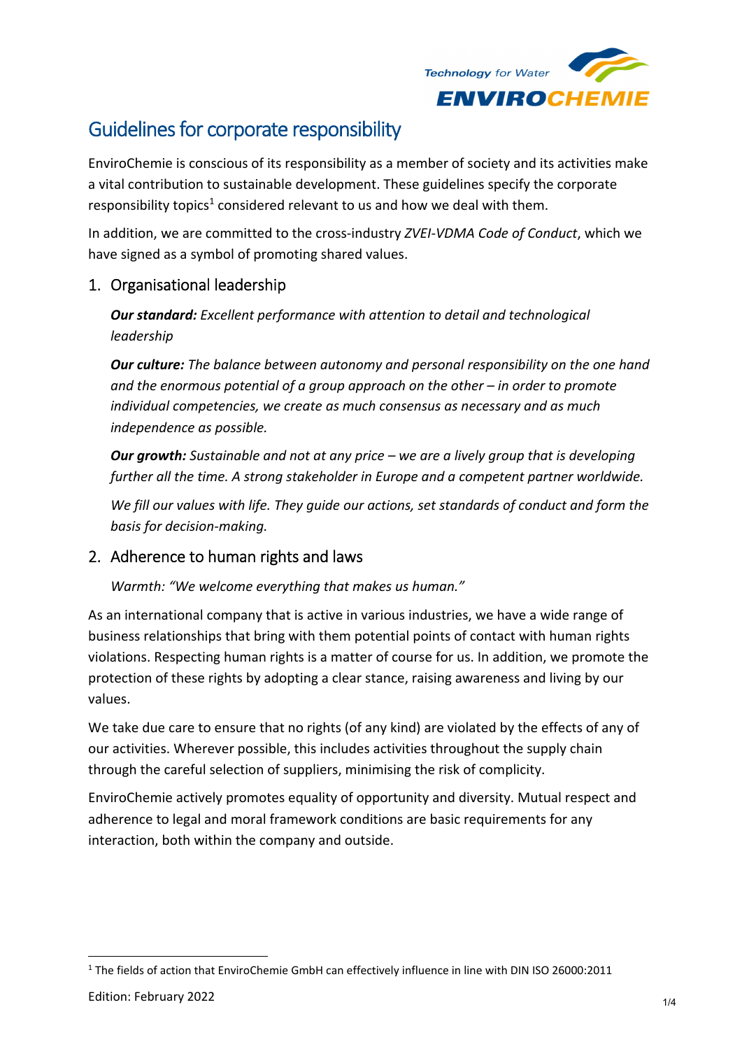# Guidelines for corporate responsibility

EnviroChemie is conscious of its responsibility as a member of society and its activities make a vital contribution to sustainable development. These guidelines specify the corporate responsibility topics[1] considered relevant to us and how we deal with them.

In addition, we are committed to the cross-industry *ZVEI-VDMA Code of Conduct*, which we have signed as a symbol of promoting shared values.

## 1. Organisational leadership

***Our standard:*** *Excellent performance with attention to detail and technological leadership*

***Our culture:*** *The balance between autonomy and personal responsibility on the one hand and the enormous potential of a group approach on the other – in order to promote individual competencies, we create as much consensus as necessary and as much independence as possible.*

***Our growth:*** *Sustainable and not at any price – we are a lively group that is developing further all the time. A strong stakeholder in Europe and a competent partner worldwide.*

*We fill our values with life. They guide our actions, set standards of conduct and form the basis for decision-making.*

## 2. Adherence to human rights and laws

*Warmth: "We welcome everything that makes us human."*

As an international company that is active in various industries, we have a wide range of business relationships that bring with them potential points of contact with human rights violations. Respecting human rights is a matter of course for us. In addition, we promote the protection of these rights by adopting a clear stance, raising awareness and living by our values.

We take due care to ensure that no rights (of any kind) are violated by the effects of any of our activities. Wherever possible, this includes activities throughout the supply chain through the careful selection of suppliers, minimising the risk of complicity.

EnviroChemie actively promotes equality of opportunity and diversity. Mutual respect and adherence to legal and moral framework conditions are basic requirements for any interaction, both within the company and outside.

[1] The fields of action that EnviroChemie GmbH can effectively influence in line with DIN ISO 26000:2011

Edition: February 2022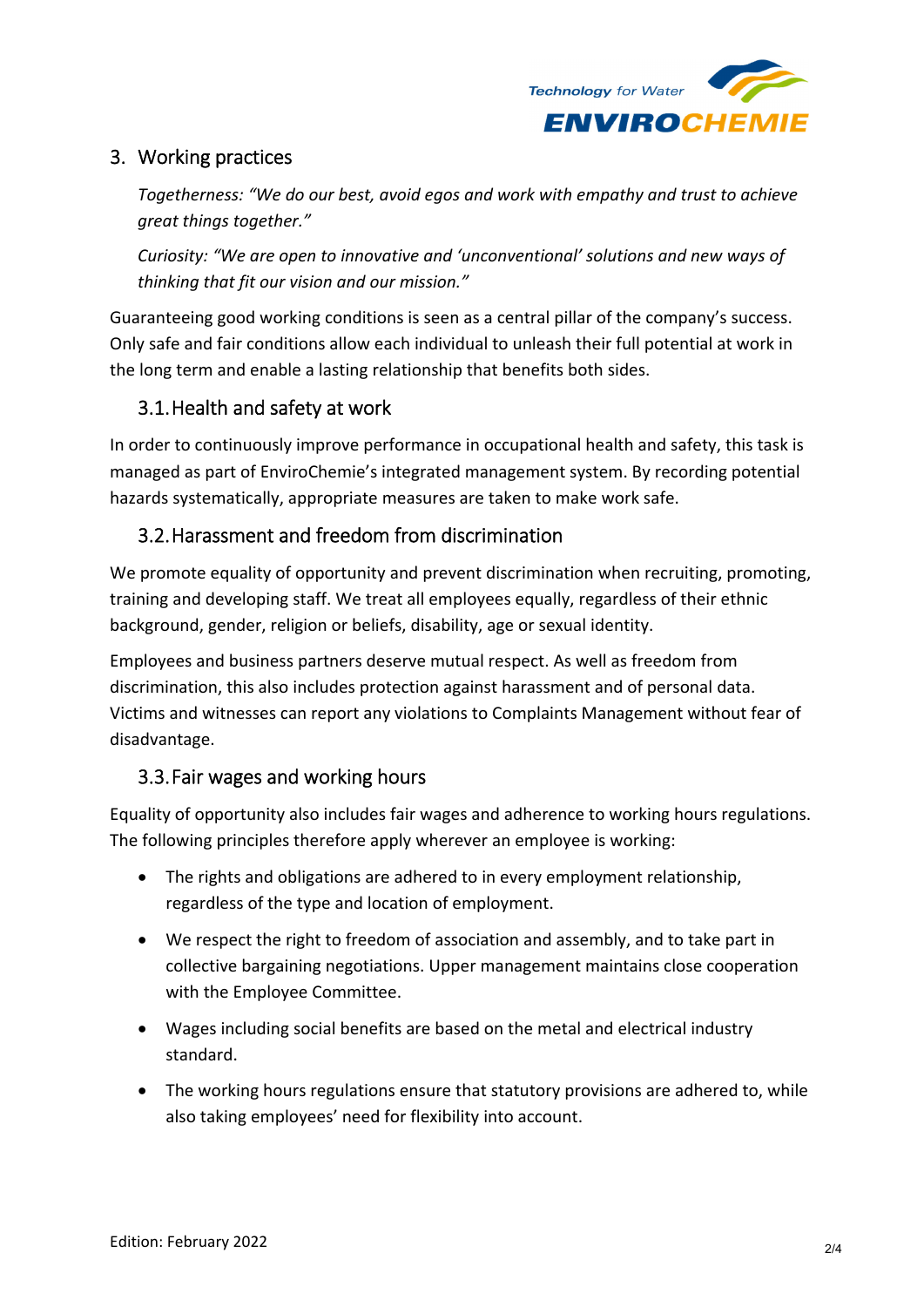## 3. Working practices

*Togetherness: "We do our best, avoid egos and work with empathy and trust to achieve great things together."*

*Curiosity: "We are open to innovative and 'unconventional' solutions and new ways of thinking that fit our vision and our mission."*

Guaranteeing good working conditions is seen as a central pillar of the company's success. Only safe and fair conditions allow each individual to unleash their full potential at work in the long term and enable a lasting relationship that benefits both sides.

### 3.1. Health and safety at work

In order to continuously improve performance in occupational health and safety, this task is managed as part of EnviroChemie's integrated management system. By recording potential hazards systematically, appropriate measures are taken to make work safe.

### 3.2. Harassment and freedom from discrimination

We promote equality of opportunity and prevent discrimination when recruiting, promoting, training and developing staff. We treat all employees equally, regardless of their ethnic background, gender, religion or beliefs, disability, age or sexual identity.

Employees and business partners deserve mutual respect. As well as freedom from discrimination, this also includes protection against harassment and of personal data. Victims and witnesses can report any violations to Complaints Management without fear of disadvantage.

### 3.3. Fair wages and working hours

Equality of opportunity also includes fair wages and adherence to working hours regulations. The following principles therefore apply wherever an employee is working:

- The rights and obligations are adhered to in every employment relationship, regardless of the type and location of employment.
- We respect the right to freedom of association and assembly, and to take part in collective bargaining negotiations. Upper management maintains close cooperation with the Employee Committee.
- Wages including social benefits are based on the metal and electrical industry standard.
- The working hours regulations ensure that statutory provisions are adhered to, while also taking employees' need for flexibility into account.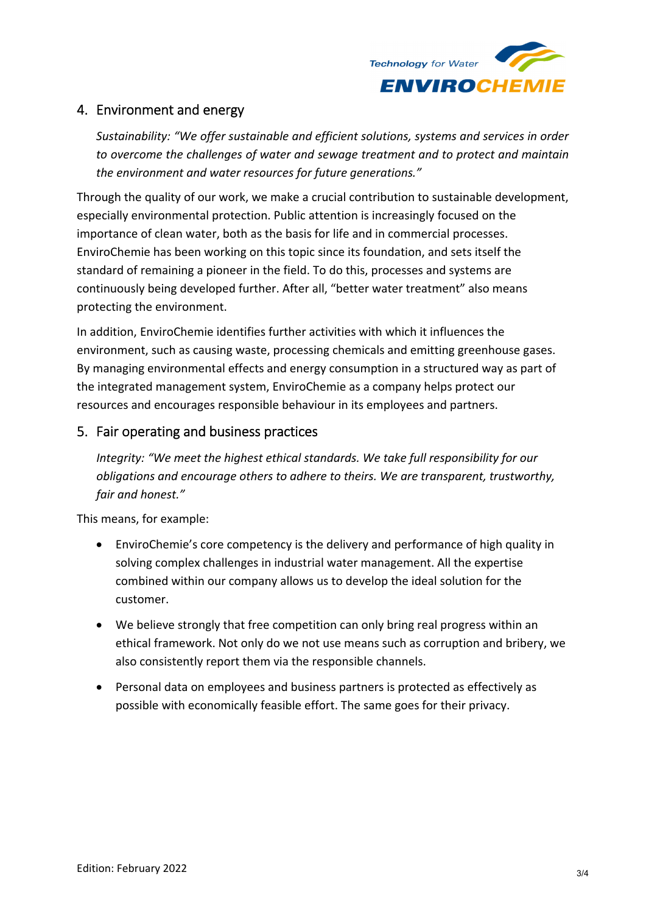## 4. Environment and energy

*Sustainability: "We offer sustainable and efficient solutions, systems and services in order to overcome the challenges of water and sewage treatment and to protect and maintain the environment and water resources for future generations."*

Through the quality of our work, we make a crucial contribution to sustainable development, especially environmental protection. Public attention is increasingly focused on the importance of clean water, both as the basis for life and in commercial processes. EnviroChemie has been working on this topic since its foundation, and sets itself the standard of remaining a pioneer in the field. To do this, processes and systems are continuously being developed further. After all, "better water treatment" also means protecting the environment.

In addition, EnviroChemie identifies further activities with which it influences the environment, such as causing waste, processing chemicals and emitting greenhouse gases. By managing environmental effects and energy consumption in a structured way as part of the integrated management system, EnviroChemie as a company helps protect our resources and encourages responsible behaviour in its employees and partners.

## 5. Fair operating and business practices

*Integrity: "We meet the highest ethical standards. We take full responsibility for our obligations and encourage others to adhere to theirs. We are transparent, trustworthy, fair and honest."*

This means, for example:

- EnviroChemie's core competency is the delivery and performance of high quality in solving complex challenges in industrial water management. All the expertise combined within our company allows us to develop the ideal solution for the customer.
- We believe strongly that free competition can only bring real progress within an ethical framework. Not only do we not use means such as corruption and bribery, we also consistently report them via the responsible channels.
- Personal data on employees and business partners is protected as effectively as possible with economically feasible effort. The same goes for their privacy.

Edition: February 2022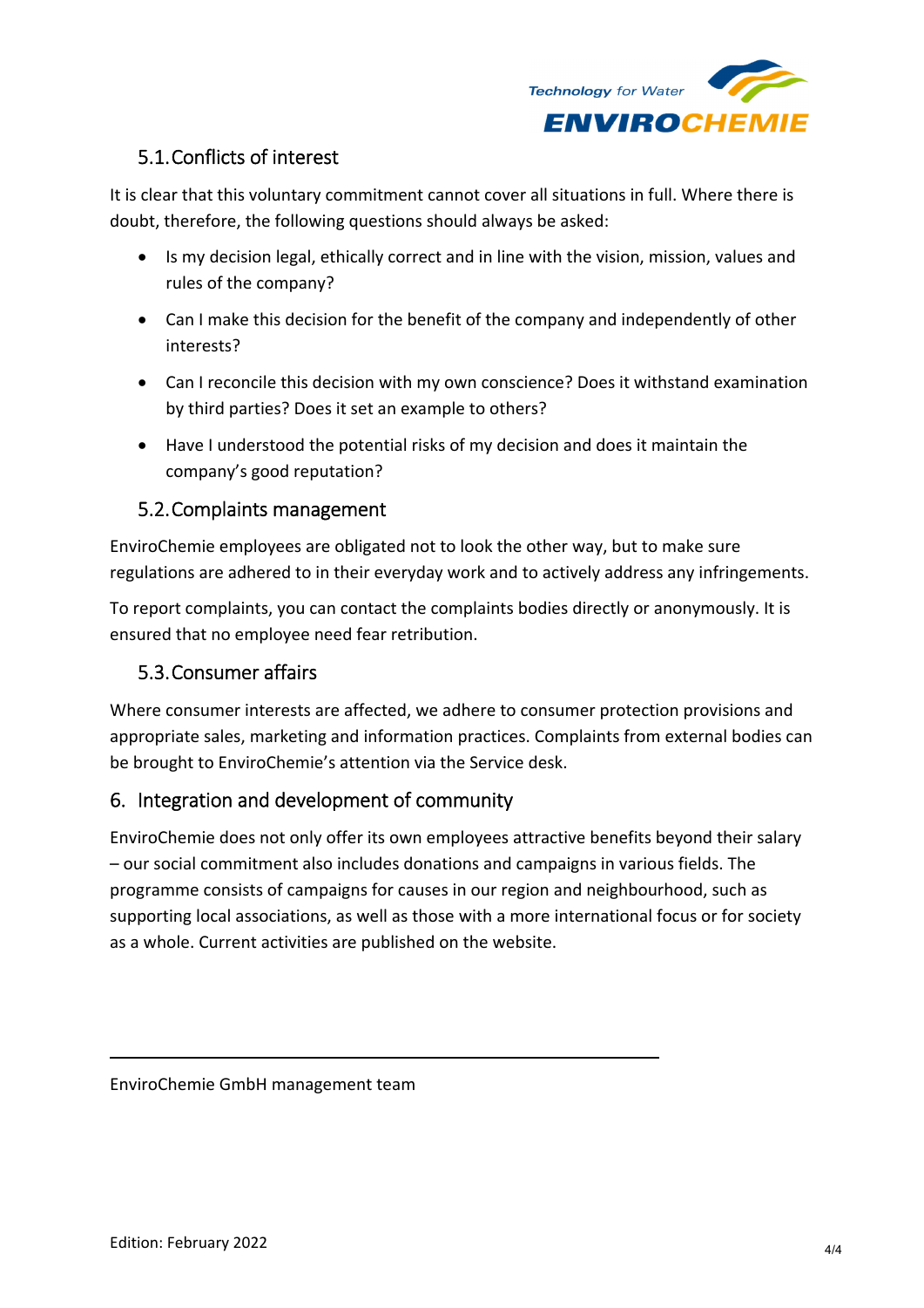### 5.1. Conflicts of interest

It is clear that this voluntary commitment cannot cover all situations in full. Where there is doubt, therefore, the following questions should always be asked:

- Is my decision legal, ethically correct and in line with the vision, mission, values and rules of the company?
- Can I make this decision for the benefit of the company and independently of other interests?
- Can I reconcile this decision with my own conscience? Does it withstand examination by third parties? Does it set an example to others?
- Have I understood the potential risks of my decision and does it maintain the company's good reputation?

### 5.2. Complaints management

EnviroChemie employees are obligated not to look the other way, but to make sure regulations are adhered to in their everyday work and to actively address any infringements.

To report complaints, you can contact the complaints bodies directly or anonymously. It is ensured that no employee need fear retribution.

### 5.3. Consumer affairs

Where consumer interests are affected, we adhere to consumer protection provisions and appropriate sales, marketing and information practices. Complaints from external bodies can be brought to EnviroChemie's attention via the Service desk.

## 6. Integration and development of community

EnviroChemie does not only offer its own employees attractive benefits beyond their salary – our social commitment also includes donations and campaigns in various fields. The programme consists of campaigns for causes in our region and neighbourhood, such as supporting local associations, as well as those with a more international focus or for society as a whole. Current activities are published on the website.

---

EnviroChemie GmbH management team

Edition: February 2022